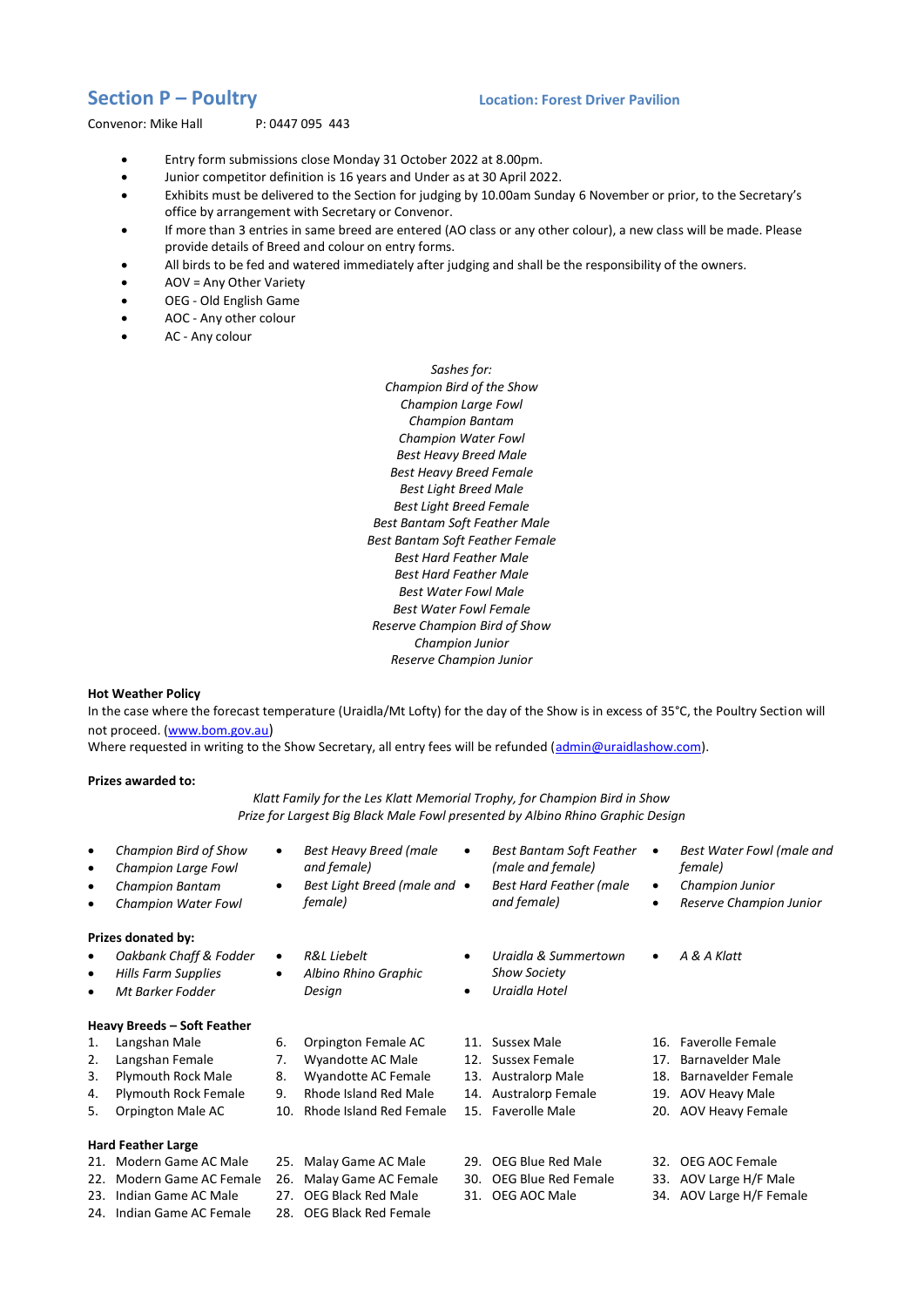## Section P – Poultry

**Location: Forest Driver Pavilion**

Convenor: Mike Hall P: 0447 095 443

- Entry form submissions close Monday 31 October 2022 at 8.00pm.
- Junior competitor definition is 16 years and Under as at 30 April 2022.
- Exhibits must be delivered to the Section for judging by 10.00am Sunday 6 November or prior, to the Secretary's office by arrangement with Secretary or Convenor.
- If more than 3 entries in same breed are entered (AO class or any other colour), a new class will be made. Please provide details of Breed and colour on entry forms.
- All birds to be fed and watered immediately after judging and shall be the responsibility of the owners.
- AOV = Any Other Variety
- OEG - Old English Game
- AOC - Any other colour
- AC - Any colour

*Sashes for:*
*Champion Bird of the Show*
*Champion Large Fowl*
*Champion Bantam*
*Champion Water Fowl*
*Best Heavy Breed Male*
*Best Heavy Breed Female*
*Best Light Breed Male*
*Best Light Breed Female*
*Best Bantam Soft Feather Male*
*Best Bantam Soft Feather Female*
*Best Hard Feather Male*
*Best Hard Feather Male*
*Best Water Fowl Male*
*Best Water Fowl Female*
*Reserve Champion Bird of Show*
*Champion Junior*
*Reserve Champion Junior*

**Hot Weather Policy**

In the case where the forecast temperature (Uraidla/Mt Lofty) for the day of the Show is in excess of 35°C, the Poultry Section will not proceed. (www.bom.gov.au)
Where requested in writing to the Show Secretary, all entry fees will be refunded (admin@uraidlashow.com).

**Prizes awarded to:**

*Klatt Family for the Les Klatt Memorial Trophy, for Champion Bird in Show*
*Prize for Largest Big Black Male Fowl presented by Albino Rhino Graphic Design*

- *Champion Bird of Show*
- *Champion Large Fowl*
- *Champion Bantam*
- *Champion Water Fowl*
- *Best Heavy Breed (male and female)*
- *Best Light Breed (male and female)*
- *Best Bantam Soft Feather (male and female)*
- *Best Hard Feather (male and female)*
- *Best Water Fowl (male and female)*
- *Champion Junior*
- *Reserve Champion Junior*

**Prizes donated by:**

- *Oakbank Chaff & Fodder*
- *Hills Farm Supplies*
- *Mt Barker Fodder*
- *R&L Liebelt*
- *Albino Rhino Graphic Design*
- *Uraidla & Summertown Show Society*
- *Uraidla Hotel*
- *A & A Klatt*

**Heavy Breeds – Soft Feather**

1. Langshan Male
2. Langshan Female
3. Plymouth Rock Male
4. Plymouth Rock Female
5. Orpington Male AC
6. Orpington Female AC
7. Wyandotte AC Male
8. Wyandotte AC Female
9. Rhode Island Red Male
10. Rhode Island Red Female
11. Sussex Male
12. Sussex Female
13. Australorp Male
14. Australorp Female
15. Faverolle Male
16. Faverolle Female
17. Barnavelder Male
18. Barnavelder Female
19. AOV Heavy Male
20. AOV Heavy Female

**Hard Feather Large**

21. Modern Game AC Male
22. Modern Game AC Female
23. Indian Game AC Male
24. Indian Game AC Female
25. Malay Game AC Male
26. Malay Game AC Female
27. OEG Black Red Male
28. OEG Black Red Female
29. OEG Blue Red Male
30. OEG Blue Red Female
31. OEG AOC Male
32. OEG AOC Female
33. AOV Large H/F Male
34. AOV Large H/F Female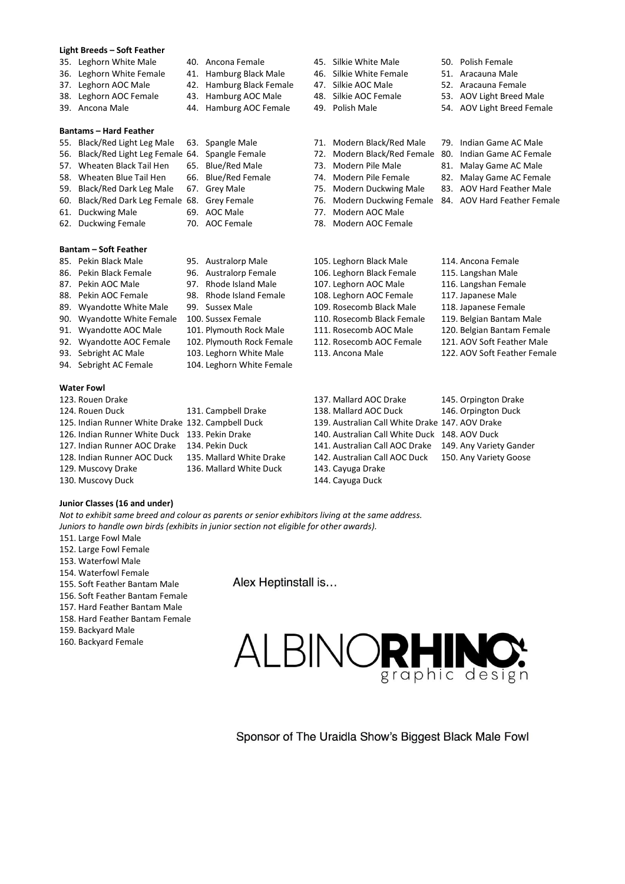**Light Breeds – Soft Feather**

35. Leghorn White Male
36. Leghorn White Female
37. Leghorn AOC Male
38. Leghorn AOC Female
39. Ancona Male
40. Ancona Female
41. Hamburg Black Male
42. Hamburg Black Female
43. Hamburg AOC Male
44. Hamburg AOC Female
45. Silkie White Male
46. Silkie White Female
47. Silkie AOC Male
48. Silkie AOC Female
49. Polish Male
50. Polish Female
51. Aracauna Male
52. Aracauna Female
53. AOV Light Breed Male
54. AOV Light Breed Female

**Bantams – Hard Feather**

55. Black/Red Light Leg Male
56. Black/Red Light Leg Female
57. Wheaten Black Tail Hen
58. Wheaten Blue Tail Hen
59. Black/Red Dark Leg Male
60. Black/Red Dark Leg Female
61. Duckwing Male
62. Duckwing Female
63. Spangle Male
64. Spangle Female
65. Blue/Red Male
66. Blue/Red Female
67. Grey Male
68. Grey Female
69. AOC Male
70. AOC Female
71. Modern Black/Red Male
72. Modern Black/Red Female
73. Modern Pile Male
74. Modern Pile Female
75. Modern Duckwing Male
76. Modern Duckwing Female
77. Modern AOC Male
78. Modern AOC Female
79. Indian Game AC Male
80. Indian Game AC Female
81. Malay Game AC Male
82. Malay Game AC Female
83. AOV Hard Feather Male
84. AOV Hard Feather Female

**Bantam – Soft Feather**

85. Pekin Black Male
86. Pekin Black Female
87. Pekin AOC Male
88. Pekin AOC Female
89. Wyandotte White Male
90. Wyandotte White Female
91. Wyandotte AOC Male
92. Wyandotte AOC Female
93. Sebright AC Male
94. Sebright AC Female
95. Australorp Male
96. Australorp Female
97. Rhode Island Male
98. Rhode Island Female
99. Sussex Male
100. Sussex Female
101. Plymouth Rock Male
102. Plymouth Rock Female
103. Leghorn White Male
104. Leghorn White Female
105. Leghorn Black Male
106. Leghorn Black Female
107. Leghorn AOC Male
108. Leghorn AOC Female
109. Rosecomb Black Male
110. Rosecomb Black Female
111. Rosecomb AOC Male
112. Rosecomb AOC Female
113. Ancona Male
114. Ancona Female
115. Langshan Male
116. Langshan Female
117. Japanese Male
118. Japanese Female
119. Belgian Bantam Male
120. Belgian Bantam Female
121. AOV Soft Feather Male
122. AOV Soft Feather Female

**Water Fowl**

123. Rouen Drake
124. Rouen Duck
125. Indian Runner White Drake
126. Indian Runner White Duck
127. Indian Runner AOC Drake
128. Indian Runner AOC Duck
129. Muscovy Drake
130. Muscovy Duck
131. Campbell Drake
132. Campbell Duck
133. Pekin Drake
134. Pekin Duck
135. Mallard White Drake
136. Mallard White Duck
137. Mallard AOC Drake
138. Mallard AOC Duck
139. Australian Call White Drake
140. Australian Call White Duck
141. Australian Call AOC Drake
142. Australian Call AOC Duck
143. Cayuga Drake
144. Cayuga Duck
145. Orpington Drake
146. Orpington Duck
147. AOV Drake
148. AOV Duck
149. Any Variety Gander
150. Any Variety Goose

**Junior Classes (16 and under)**

*Not to exhibit same breed and colour as parents or senior exhibitors living at the same address.*
*Juniors to handle own birds (exhibits in junior section not eligible for other awards).*

151. Large Fowl Male
152. Large Fowl Female
153. Waterfowl Male
154. Waterfowl Female
155. Soft Feather Bantam Male
156. Soft Feather Bantam Female
157. Hard Feather Bantam Male
158. Hard Feather Bantam Female
159. Backyard Male
160. Backyard Female

Alex Heptinstall is…

ALBINO**RHINO** graphic design

Sponsor of The Uraidla Show's Biggest Black Male Fowl